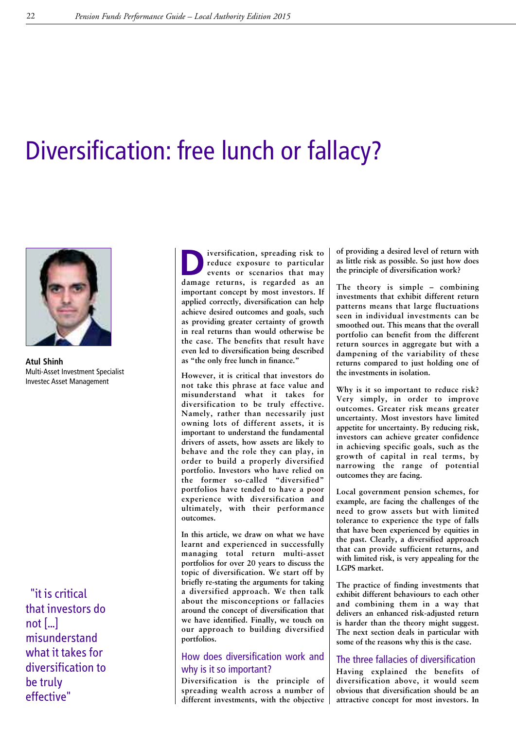# Diversification: free lunch or fallacy?

**Atul Shinh**
Multi-Asset Investment Specialist
Investec Asset Management

"it is critical that investors do not [...] misunderstand what it takes for diversification to be truly effective"

**Diversification, spreading risk to reduce exposure to particular events or scenarios that may damage returns, is regarded as an important concept by most investors. If applied correctly, diversification can help achieve desired outcomes and goals, such as providing greater certainty of growth in real returns than would otherwise be the case. The benefits that result have even led to diversification being described as "the only free lunch in finance."**

**However, it is critical that investors do not take this phrase at face value and misunderstand what it takes for diversification to be truly effective. Namely, rather than necessarily just owning lots of different assets, it is important to understand the fundamental drivers of assets, how assets are likely to behave and the role they can play, in order to build a properly diversified portfolio. Investors who have relied on the former so-called "diversified" portfolios have tended to have a poor experience with diversification and ultimately, with their performance outcomes.**

In this article, we draw on what we have learnt and experienced in successfully managing total return multi-asset portfolios for over 20 years to discuss the topic of diversification. We start off by briefly re-stating the arguments for taking a diversified approach. We then talk about the misconceptions or fallacies around the concept of diversification that we have identified. Finally, we touch on our approach to building diversified portfolios.

## How does diversification work and why is it so important?

Diversification is the principle of spreading wealth across a number of different investments, with the objective of providing a desired level of return with as little risk as possible. So just how does the principle of diversification work?

The theory is simple – combining investments that exhibit different return patterns means that large fluctuations seen in individual investments can be smoothed out. This means that the overall portfolio can benefit from the different return sources in aggregate but with a dampening of the variability of these returns compared to just holding one of the investments in isolation.

Why is it so important to reduce risk? Very simply, in order to improve outcomes. Greater risk means greater uncertainty. Most investors have limited appetite for uncertainty. By reducing risk, investors can achieve greater confidence in achieving specific goals, such as the growth of capital in real terms, by narrowing the range of potential outcomes they are facing.

Local government pension schemes, for example, are facing the challenges of the need to grow assets but with limited tolerance to experience the type of falls that have been experienced by equities in the past. Clearly, a diversified approach that can provide sufficient returns, and with limited risk, is very appealing for the LGPS market.

The practice of finding investments that exhibit different behaviours to each other and combining them in a way that delivers an enhanced risk-adjusted return is harder than the theory might suggest. The next section deals in particular with some of the reasons why this is the case.

## The three fallacies of diversification

Having explained the benefits of diversification above, it would seem obvious that diversification should be an attractive concept for most investors. In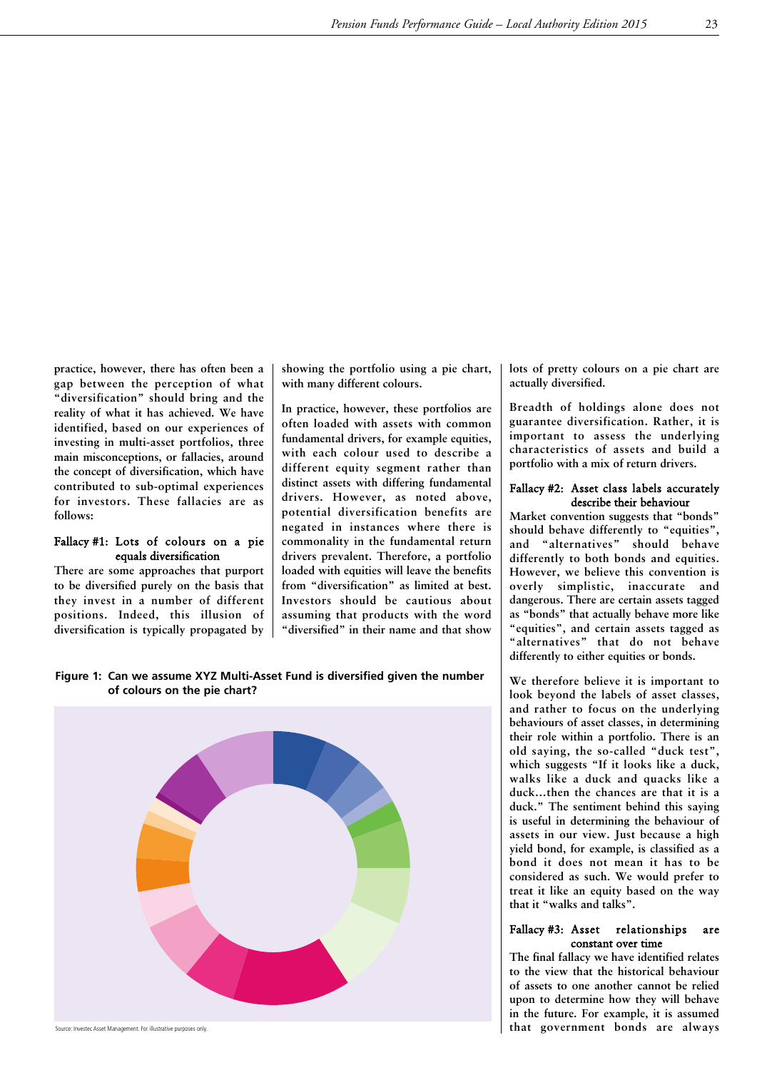practice, however, there has often been a gap between the perception of what "diversification" should bring and the reality of what it has achieved. We have identified, based on our experiences of investing in multi-asset portfolios, three main misconceptions, or fallacies, around the concept of diversification, which have contributed to sub-optimal experiences for investors. These fallacies are as follows:

### Fallacy #1: Lots of colours on a pie equals diversification

There are some approaches that purport to be diversified purely on the basis that they invest in a number of different positions. Indeed, this illusion of diversification is typically propagated by showing the portfolio using a pie chart, with many different colours.

In practice, however, these portfolios are often loaded with assets with common fundamental drivers, for example equities, with each colour used to describe a different equity segment rather than distinct assets with differing fundamental drivers. However, as noted above, potential diversification benefits are negated in instances where there is commonality in the fundamental return drivers prevalent. Therefore, a portfolio loaded with equities will leave the benefits from "diversification" as limited at best. Investors should be cautious about assuming that products with the word "diversified" in their name and that show lots of pretty colours on a pie chart are actually diversified.

**Figure 1: Can we assume XYZ Multi-Asset Fund is diversified given the number of colours on the pie chart?**

Source: Investec Asset Management. For illustrative purposes only.

Breadth of holdings alone does not guarantee diversification. Rather, it is important to assess the underlying characteristics of assets and build a portfolio with a mix of return drivers.

### Fallacy #2: Asset class labels accurately describe their behaviour

Market convention suggests that "bonds" should behave differently to "equities", and "alternatives" should behave differently to both bonds and equities. However, we believe this convention is overly simplistic, inaccurate and dangerous. There are certain assets tagged as "bonds" that actually behave more like "equities", and certain assets tagged as "alternatives" that do not behave differently to either equities or bonds.

We therefore believe it is important to look beyond the labels of asset classes, and rather to focus on the underlying behaviours of asset classes, in determining their role within a portfolio. There is an old saying, the so-called "duck test", which suggests "If it looks like a duck, walks like a duck and quacks like a duck…then the chances are that it is a duck." The sentiment behind this saying is useful in determining the behaviour of assets in our view. Just because a high yield bond, for example, is classified as a bond it does not mean it has to be considered as such. We would prefer to treat it like an equity based on the way that it "walks and talks".

### Fallacy #3: Asset relationships are constant over time

The final fallacy we have identified relates to the view that the historical behaviour of assets to one another cannot be relied upon to determine how they will behave in the future. For example, it is assumed that government bonds are always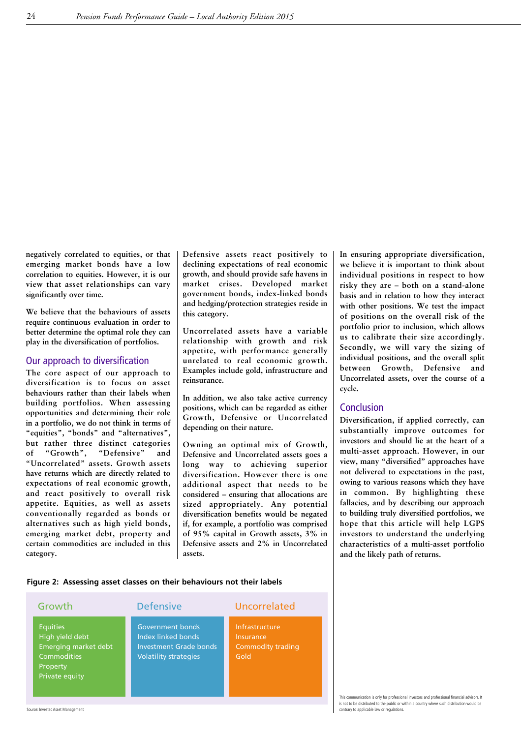negatively correlated to equities, or that emerging market bonds have a low correlation to equities. However, it is our view that asset relationships can vary significantly over time.

We believe that the behaviours of assets require continuous evaluation in order to better determine the optimal role they can play in the diversification of portfolios.

## Our approach to diversification

The core aspect of our approach to diversification is to focus on asset behaviours rather than their labels when building portfolios. When assessing opportunities and determining their role in a portfolio, we do not think in terms of "equities", "bonds" and "alternatives", but rather three distinct categories of "Growth", "Defensive" and "Uncorrelated" assets. Growth assets have returns which are directly related to expectations of real economic growth, and react positively to overall risk appetite. Equities, as well as assets conventionally regarded as bonds or alternatives such as high yield bonds, emerging market debt, property and certain commodities are included in this category.

Defensive assets react positively to declining expectations of real economic growth, and should provide safe havens in market crises. Developed market government bonds, index-linked bonds and hedging/protection strategies reside in this category.

Uncorrelated assets have a variable relationship with growth and risk appetite, with performance generally unrelated to real economic growth. Examples include gold, infrastructure and reinsurance.

In addition, we also take active currency positions, which can be regarded as either Growth, Defensive or Uncorrelated depending on their nature.

Owning an optimal mix of Growth, Defensive and Uncorrelated assets goes a long way to achieving superior diversification. However there is one additional aspect that needs to be considered – ensuring that allocations are sized appropriately. Any potential diversification benefits would be negated if, for example, a portfolio was comprised of 95% capital in Growth assets, 3% in Defensive assets and 2% in Uncorrelated assets.

In ensuring appropriate diversification, we believe it is important to think about individual positions in respect to how risky they are – both on a stand-alone basis and in relation to how they interact with other positions. We test the impact of positions on the overall risk of the portfolio prior to inclusion, which allows us to calibrate their size accordingly. Secondly, we will vary the sizing of individual positions, and the overall split between Growth, Defensive and Uncorrelated assets, over the course of a cycle.

## Conclusion

Diversification, if applied correctly, can substantially improve outcomes for investors and should lie at the heart of a multi-asset approach. However, in our view, many "diversified" approaches have not delivered to expectations in the past, owing to various reasons which they have in common. By highlighting these fallacies, and by describing our approach to building truly diversified portfolios, we hope that this article will help LGPS investors to understand the underlying characteristics of a multi-asset portfolio and the likely path of returns.

**Figure 2: Assessing asset classes on their behaviours not their labels**

| Growth | Defensive | Uncorrelated |
|---|---|---|
| Equities | Government bonds | Infrastructure |
| High yield debt | Index linked bonds | Insurance |
| Emerging market debt | Investment Grade bonds | Commodity trading |
| Commodities | Volatility strategies | Gold |
| Property | | |
| Private equity | | |

Source: Investec Asset Management

This communication is only for professional investors and professional financial advisors. It is not to be distributed to the public or within a country where such distribution would be contrary to applicable law or regulations.